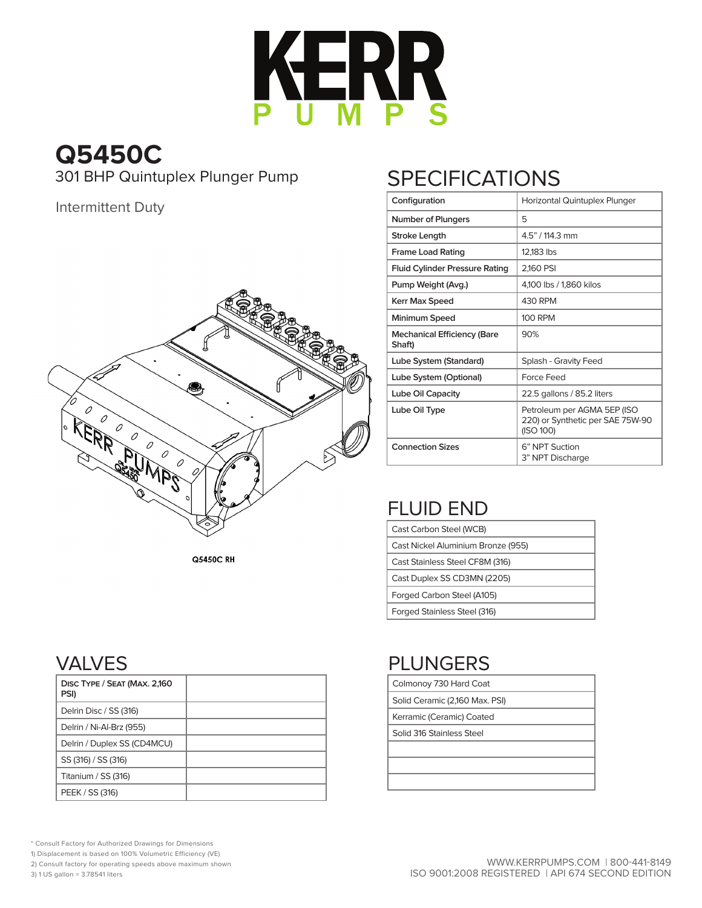# KERR PUMPS

# Q5450C

301 BHP Quintuplex Plunger Pump

Intermittent Duty

Q5450C RH

## SPECIFICATIONS

| Configuration | Horizontal Quintuplex Plunger |
|---|---|
| Number of Plungers | 5 |
| Stroke Length | 4.5" / 114.3 mm |
| Frame Load Rating | 12,183 lbs |
| Fluid Cylinder Pressure Rating | 2,160 PSI |
| Pump Weight (Avg.) | 4,100 lbs / 1,860 kilos |
| Kerr Max Speed | 430 RPM |
| Minimum Speed | 100 RPM |
| Mechanical Efficiency (Bare Shaft) | 90% |
| Lube System (Standard) | Splash - Gravity Feed |
| Lube System (Optional) | Force Feed |
| Lube Oil Capacity | 22.5 gallons / 85.2 liters |
| Lube Oil Type | Petroleum per AGMA 5EP (ISO 220) or Synthetic per SAE 75W-90 (ISO 100) |
| Connection Sizes | 6" NPT Suction<br>3" NPT Discharge |

## FLUID END

| |
|---|
| Cast Carbon Steel (WCB) |
| Cast Nickel Aluminium Bronze (955) |
| Cast Stainless Steel CF8M (316) |
| Cast Duplex SS CD3MN (2205) |
| Forged Carbon Steel (A105) |
| Forged Stainless Steel (316) |

## VALVES

| Disc Type / Seat (Max. 2,160 PSI) | |
|---|---|
| Delrin Disc / SS (316) | |
| Delrin / Ni-Al-Brz (955) | |
| Delrin / Duplex SS (CD4MCU) | |
| SS (316) / SS (316) | |
| Titanium / SS (316) | |
| PEEK / SS (316) | |

## PLUNGERS

| |
|---|
| Colmonoy 730 Hard Coat |
| Solid Ceramic (2,160 Max. PSI) |
| Kerramic (Ceramic) Coated |
| Solid 316 Stainless Steel |
| |
| |
| |

* Consult Factory for Authorized Drawings for Dimensions
1) Displacement is based on 100% Volumetric Efficiency (VE)
2) Consult factory for operating speeds above maximum shown
3) 1 US gallon = 3.78541 liters

WWW.KERRPUMPS.COM | 800-441-8149
ISO 9001:2008 REGISTERED | API 674 SECOND EDITION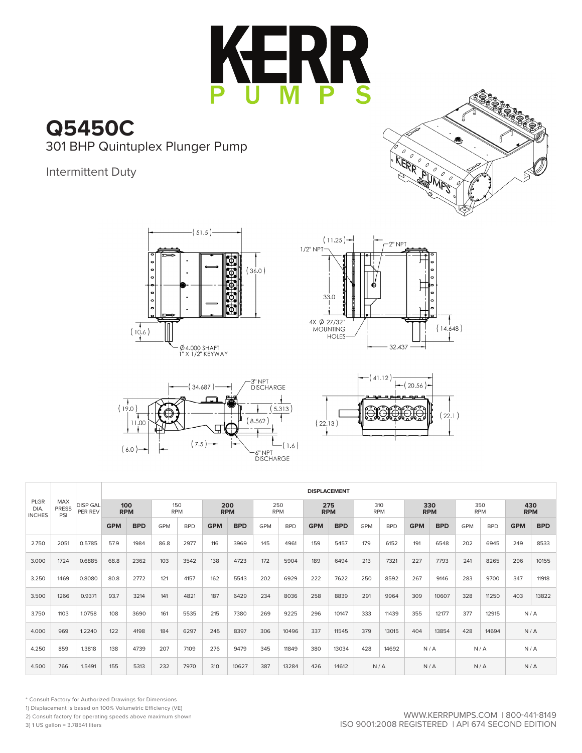# KERR PUMPS

## Q5450C

301 BHP Quintuplex Plunger Pump

Intermittent Duty

(51.5)
(36.0)
(10.6)
Ø 4.000 SHAFT
1" X 1/2" KEYWAY

(11.25)
1/2" NPT
2" NPT
33.0
4X Ø 27/32" MOUNTING HOLES
(14.648)
32.437

(34.687)
3" NPT DISCHARGE
(19.0)
11.00
(5.313)
(8.562)
(6.0)
(7.5)
(1.6)
6" NPT DISCHARGE

(41.12)
(20.56)
(22.13)
(22.1)

| PLGR DIA. INCHES | MAX PRESS PSI | DISP GAL PER REV | DISPLACEMENT | | | | | | | | | | | | | | | | | |
|---|---|---|---|---|---|---|---|---|---|---|---|---|---|---|---|---|---|---|---|---|
| | | | **100 RPM** | | 150 RPM | | **200 RPM** | | 250 RPM | | **275 RPM** | | 310 RPM | | **330 RPM** | | 350 RPM | | **430 RPM** | |
| | | | **GPM** | **BPD** | GPM | BPD | **GPM** | **BPD** | GPM | BPD | **GPM** | **BPD** | GPM | BPD | **GPM** | **BPD** | GPM | BPD | **GPM** | **BPD** |
| 2.750 | 2051 | 0.5785 | 57.9 | 1984 | 86.8 | 2977 | 116 | 3969 | 145 | 4961 | 159 | 5457 | 179 | 6152 | 191 | 6548 | 202 | 6945 | 249 | 8533 |
| 3.000 | 1724 | 0.6885 | 68.8 | 2362 | 103 | 3542 | 138 | 4723 | 172 | 5904 | 189 | 6494 | 213 | 7321 | 227 | 7793 | 241 | 8265 | 296 | 10155 |
| 3.250 | 1469 | 0.8080 | 80.8 | 2772 | 121 | 4157 | 162 | 5543 | 202 | 6929 | 222 | 7622 | 250 | 8592 | 267 | 9146 | 283 | 9700 | 347 | 11918 |
| 3.500 | 1266 | 0.9371 | 93.7 | 3214 | 141 | 4821 | 187 | 6429 | 234 | 8036 | 258 | 8839 | 291 | 9964 | 309 | 10607 | 328 | 11250 | 403 | 13822 |
| 3.750 | 1103 | 1.0758 | 108 | 3690 | 161 | 5535 | 215 | 7380 | 269 | 9225 | 296 | 10147 | 333 | 11439 | 355 | 12177 | 377 | 12915 | N/A | |
| 4.000 | 969 | 1.2240 | 122 | 4198 | 184 | 6297 | 245 | 8397 | 306 | 10496 | 337 | 11545 | 379 | 13015 | 404 | 13854 | 428 | 14694 | N/A | |
| 4.250 | 859 | 1.3818 | 138 | 4739 | 207 | 7109 | 276 | 9479 | 345 | 11849 | 380 | 13034 | 428 | 14692 | N/A | | N/A | | N/A | |
| 4.500 | 766 | 1.5491 | 155 | 5313 | 232 | 7970 | 310 | 10627 | 387 | 13284 | 426 | 14612 | N/A | | N/A | | N/A | | N/A | |

\* Consult Factory for Authorized Drawings for Dimensions

1) Displacement is based on 100% Volumetric Efficiency (VE)

2) Consult factory for operating speeds above maximum shown

3) 1 US gallon = 3.78541 liters

WWW.KERRPUMPS.COM | 800-441-8149

ISO 9001:2008 REGISTERED | API 674 SECOND EDITION